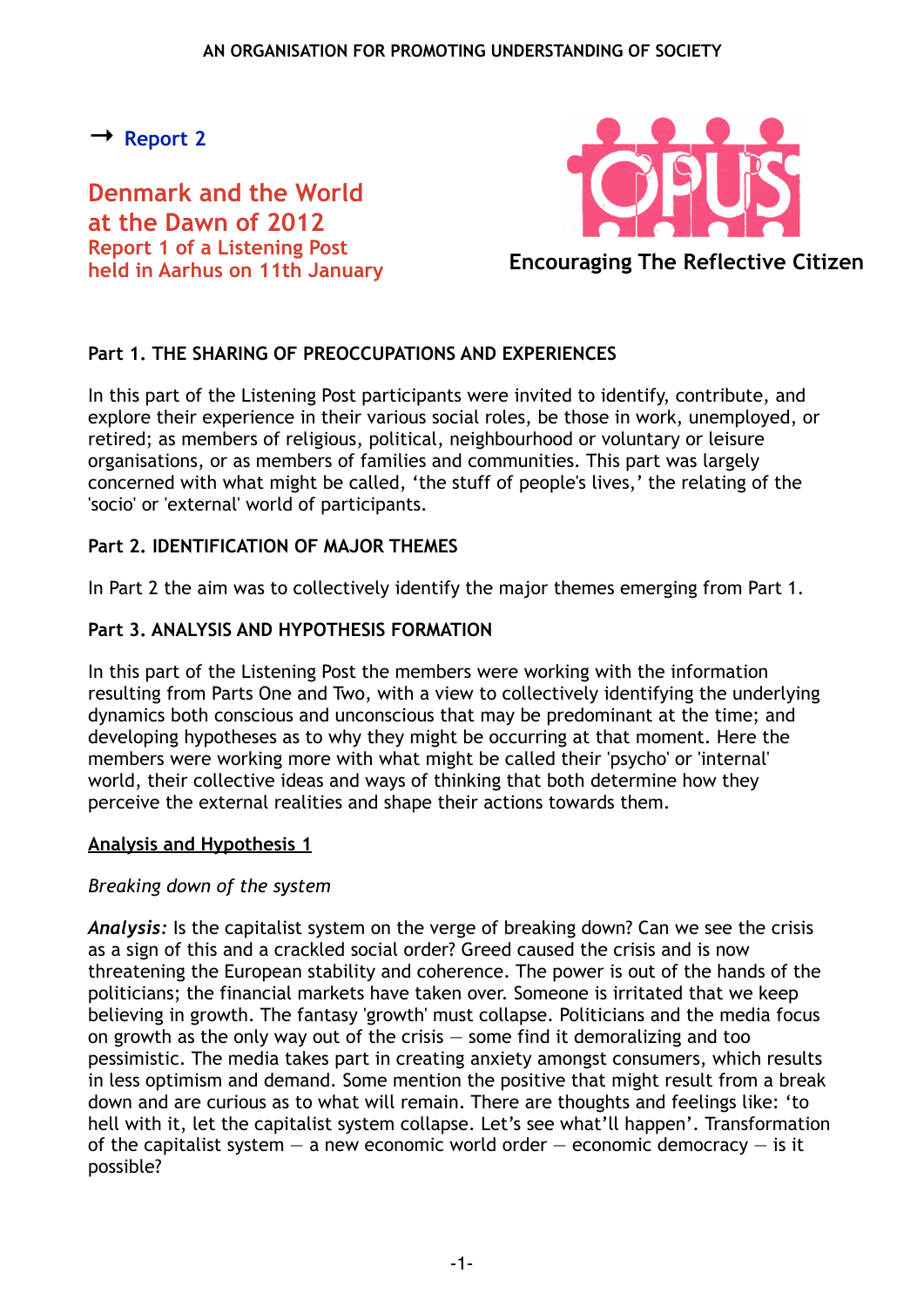AN ORGANISATION FOR PROMOTING UNDERSTANDING OF SOCIETY

→ Report 2

# Denmark and the World at the Dawn of 2012

## Report 1 of a Listening Post held in Aarhus on 11th January

Encouraging The Reflective Citizen

### Part 1. THE SHARING OF PREOCCUPATIONS AND EXPERIENCES

In this part of the Listening Post participants were invited to identify, contribute, and explore their experience in their various social roles, be those in work, unemployed, or retired; as members of religious, political, neighbourhood or voluntary or leisure organisations, or as members of families and communities. This part was largely concerned with what might be called, 'the stuff of people's lives,' the relating of the 'socio' or 'external' world of participants.

### Part 2. IDENTIFICATION OF MAJOR THEMES

In Part 2 the aim was to collectively identify the major themes emerging from Part 1.

### Part 3. ANALYSIS AND HYPOTHESIS FORMATION

In this part of the Listening Post the members were working with the information resulting from Parts One and Two, with a view to collectively identifying the underlying dynamics both conscious and unconscious that may be predominant at the time; and developing hypotheses as to why they might be occurring at that moment. Here the members were working more with what might be called their 'psycho' or 'internal' world, their collective ideas and ways of thinking that both determine how they perceive the external realities and shape their actions towards them.

#### Analysis and Hypothesis 1

*Breaking down of the system*

***Analysis:*** Is the capitalist system on the verge of breaking down? Can we see the crisis as a sign of this and a crackled social order? Greed caused the crisis and is now threatening the European stability and coherence. The power is out of the hands of the politicians; the financial markets have taken over. Someone is irritated that we keep believing in growth. The fantasy 'growth' must collapse. Politicians and the media focus on growth as the only way out of the crisis — some find it demoralizing and too pessimistic. The media takes part in creating anxiety amongst consumers, which results in less optimism and demand. Some mention the positive that might result from a break down and are curious as to what will remain. There are thoughts and feelings like: 'to hell with it, let the capitalist system collapse. Let's see what'll happen'. Transformation of the capitalist system — a new economic world order — economic democracy — is it possible?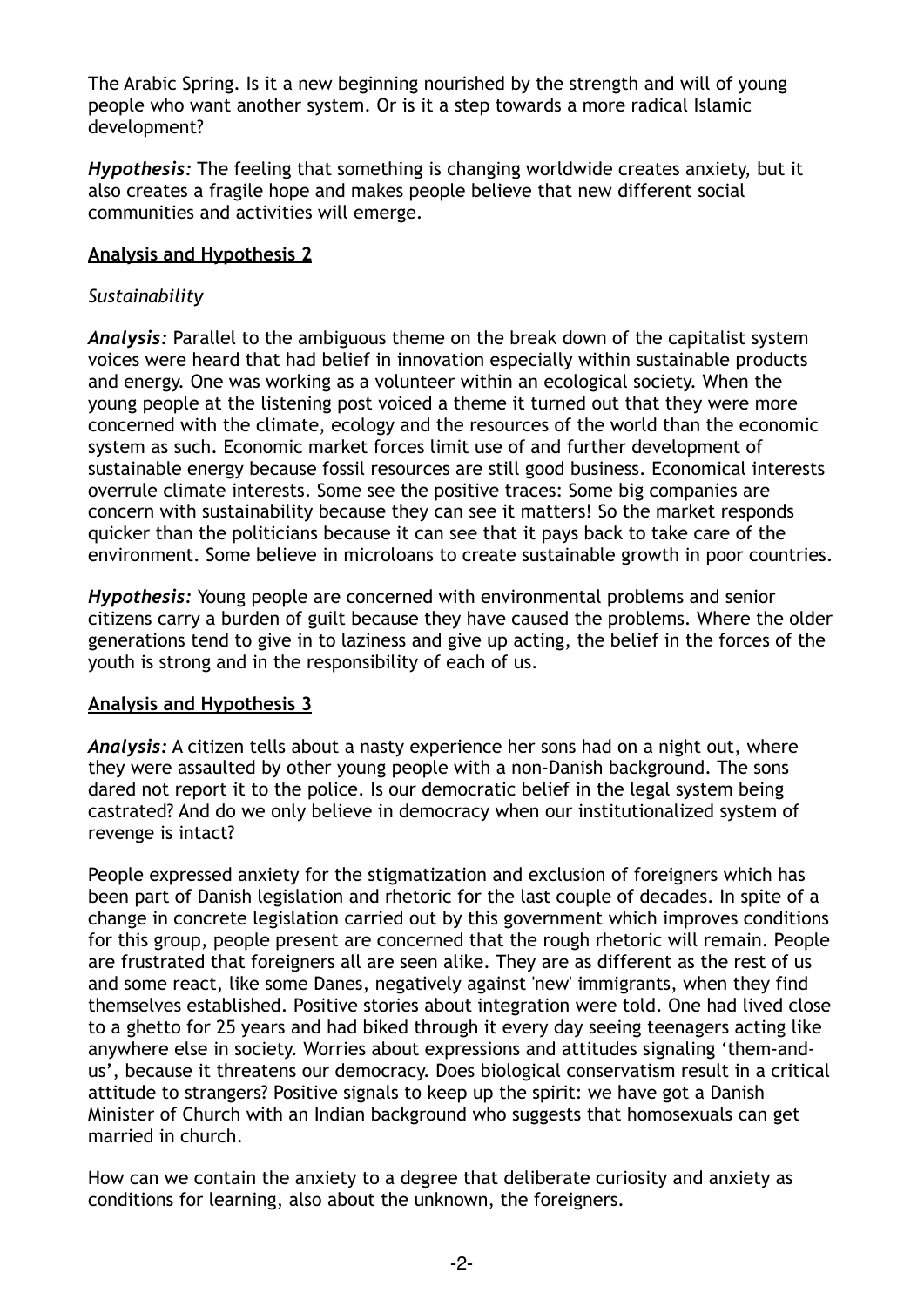The Arabic Spring. Is it a new beginning nourished by the strength and will of young people who want another system. Or is it a step towards a more radical Islamic development?

***Hypothesis:*** The feeling that something is changing worldwide creates anxiety, but it also creates a fragile hope and makes people believe that new different social communities and activities will emerge.

**Analysis and Hypothesis 2**

*Sustainability*

***Analysis:*** Parallel to the ambiguous theme on the break down of the capitalist system voices were heard that had belief in innovation especially within sustainable products and energy. One was working as a volunteer within an ecological society. When the young people at the listening post voiced a theme it turned out that they were more concerned with the climate, ecology and the resources of the world than the economic system as such. Economic market forces limit use of and further development of sustainable energy because fossil resources are still good business. Economical interests overrule climate interests. Some see the positive traces: Some big companies are concern with sustainability because they can see it matters! So the market responds quicker than the politicians because it can see that it pays back to take care of the environment. Some believe in microloans to create sustainable growth in poor countries.

***Hypothesis:*** Young people are concerned with environmental problems and senior citizens carry a burden of guilt because they have caused the problems. Where the older generations tend to give in to laziness and give up acting, the belief in the forces of the youth is strong and in the responsibility of each of us.

**Analysis and Hypothesis 3**

***Analysis:*** A citizen tells about a nasty experience her sons had on a night out, where they were assaulted by other young people with a non-Danish background. The sons dared not report it to the police. Is our democratic belief in the legal system being castrated? And do we only believe in democracy when our institutionalized system of revenge is intact?

People expressed anxiety for the stigmatization and exclusion of foreigners which has been part of Danish legislation and rhetoric for the last couple of decades. In spite of a change in concrete legislation carried out by this government which improves conditions for this group, people present are concerned that the rough rhetoric will remain. People are frustrated that foreigners all are seen alike. They are as different as the rest of us and some react, like some Danes, negatively against 'new' immigrants, when they find themselves established. Positive stories about integration were told. One had lived close to a ghetto for 25 years and had biked through it every day seeing teenagers acting like anywhere else in society. Worries about expressions and attitudes signaling 'them-and-us', because it threatens our democracy. Does biological conservatism result in a critical attitude to strangers? Positive signals to keep up the spirit: we have got a Danish Minister of Church with an Indian background who suggests that homosexuals can get married in church.

How can we contain the anxiety to a degree that deliberate curiosity and anxiety as conditions for learning, also about the unknown, the foreigners.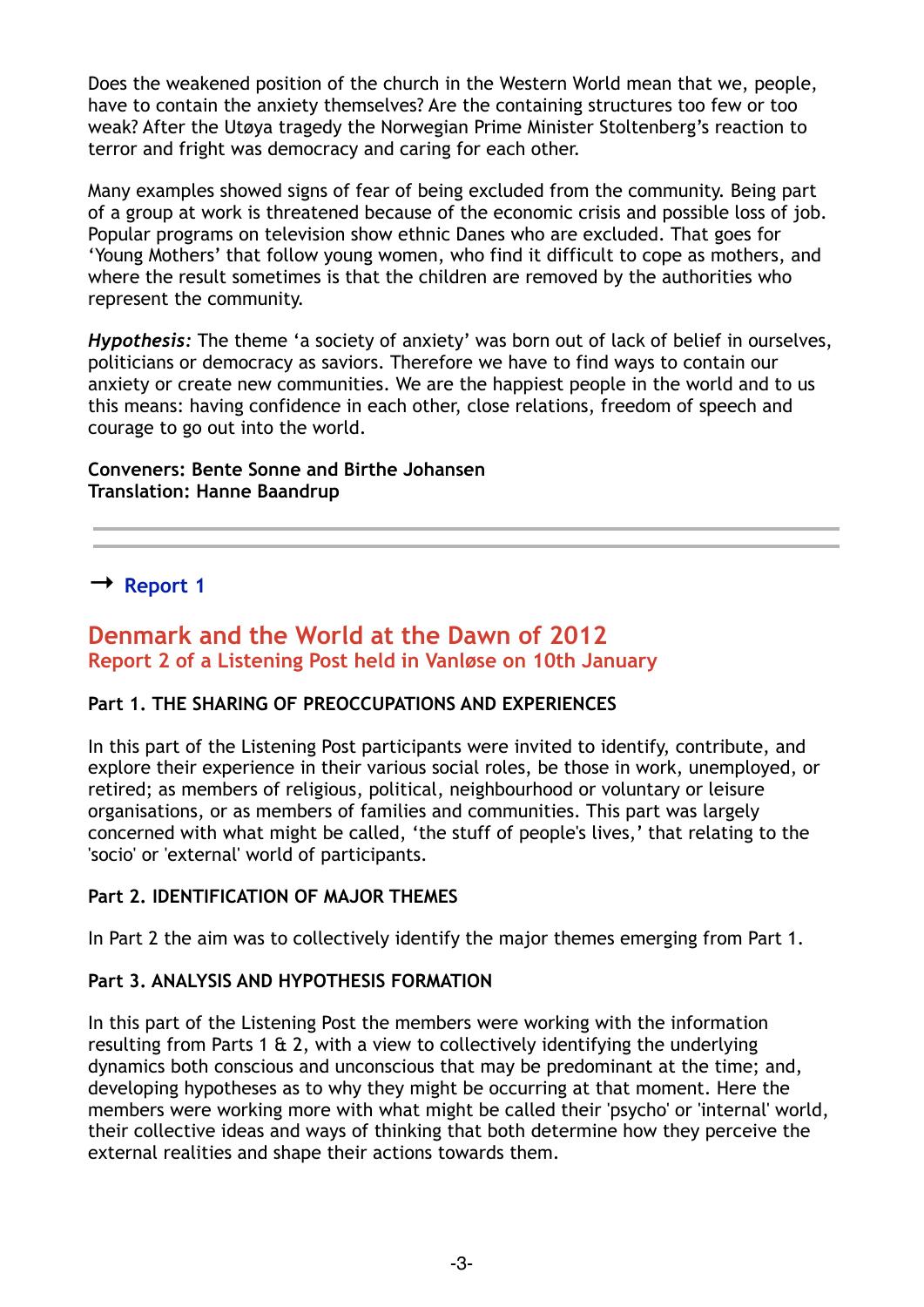Does the weakened position of the church in the Western World mean that we, people, have to contain the anxiety themselves? Are the containing structures too few or too weak? After the Utøya tragedy the Norwegian Prime Minister Stoltenberg's reaction to terror and fright was democracy and caring for each other.

Many examples showed signs of fear of being excluded from the community. Being part of a group at work is threatened because of the economic crisis and possible loss of job. Popular programs on television show ethnic Danes who are excluded. That goes for 'Young Mothers' that follow young women, who find it difficult to cope as mothers, and where the result sometimes is that the children are removed by the authorities who represent the community.

***Hypothesis:*** The theme 'a society of anxiety' was born out of lack of belief in ourselves, politicians or democracy as saviors. Therefore we have to find ways to contain our anxiety or create new communities. We are the happiest people in the world and to us this means: having confidence in each other, close relations, freedom of speech and courage to go out into the world.

**Conveners: Bente Sonne and Birthe Johansen**
**Translation: Hanne Baandrup**

---

→ **Report 1**

## Denmark and the World at the Dawn of 2012

### Report 2 of a Listening Post held in Vanløse on 10th January

**Part 1. THE SHARING OF PREOCCUPATIONS AND EXPERIENCES**

In this part of the Listening Post participants were invited to identify, contribute, and explore their experience in their various social roles, be those in work, unemployed, or retired; as members of religious, political, neighbourhood or voluntary or leisure organisations, or as members of families and communities. This part was largely concerned with what might be called, 'the stuff of people's lives,' that relating to the 'socio' or 'external' world of participants.

**Part 2. IDENTIFICATION OF MAJOR THEMES**

In Part 2 the aim was to collectively identify the major themes emerging from Part 1.

**Part 3. ANALYSIS AND HYPOTHESIS FORMATION**

In this part of the Listening Post the members were working with the information resulting from Parts 1 & 2, with a view to collectively identifying the underlying dynamics both conscious and unconscious that may be predominant at the time; and, developing hypotheses as to why they might be occurring at that moment. Here the members were working more with what might be called their 'psycho' or 'internal' world, their collective ideas and ways of thinking that both determine how they perceive the external realities and shape their actions towards them.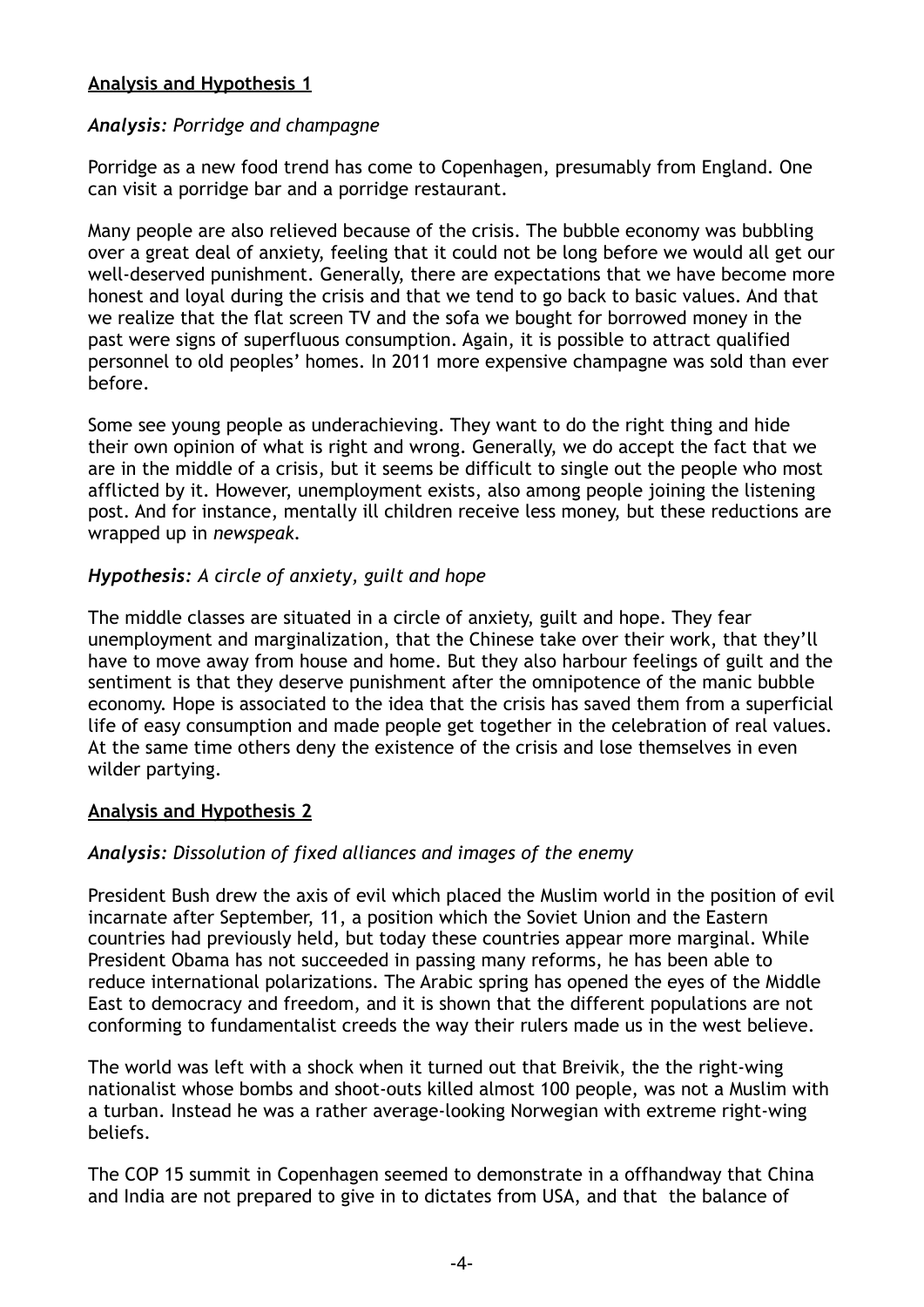## Analysis and Hypothesis 1

### *Analysis: Porridge and champagne*

Porridge as a new food trend has come to Copenhagen, presumably from England. One can visit a porridge bar and a porridge restaurant.

Many people are also relieved because of the crisis. The bubble economy was bubbling over a great deal of anxiety, feeling that it could not be long before we would all get our well-deserved punishment. Generally, there are expectations that we have become more honest and loyal during the crisis and that we tend to go back to basic values. And that we realize that the flat screen TV and the sofa we bought for borrowed money in the past were signs of superfluous consumption. Again, it is possible to attract qualified personnel to old peoples' homes. In 2011 more expensive champagne was sold than ever before.

Some see young people as underachieving. They want to do the right thing and hide their own opinion of what is right and wrong. Generally, we do accept the fact that we are in the middle of a crisis, but it seems be difficult to single out the people who most afflicted by it. However, unemployment exists, also among people joining the listening post. And for instance, mentally ill children receive less money, but these reductions are wrapped up in *newspeak*.

### *Hypothesis: A circle of anxiety, guilt and hope*

The middle classes are situated in a circle of anxiety, guilt and hope. They fear unemployment and marginalization, that the Chinese take over their work, that they'll have to move away from house and home. But they also harbour feelings of guilt and the sentiment is that they deserve punishment after the omnipotence of the manic bubble economy. Hope is associated to the idea that the crisis has saved them from a superficial life of easy consumption and made people get together in the celebration of real values. At the same time others deny the existence of the crisis and lose themselves in even wilder partying.

## Analysis and Hypothesis 2

### *Analysis: Dissolution of fixed alliances and images of the enemy*

President Bush drew the axis of evil which placed the Muslim world in the position of evil incarnate after September, 11, a position which the Soviet Union and the Eastern countries had previously held, but today these countries appear more marginal. While President Obama has not succeeded in passing many reforms, he has been able to reduce international polarizations. The Arabic spring has opened the eyes of the Middle East to democracy and freedom, and it is shown that the different populations are not conforming to fundamentalist creeds the way their rulers made us in the west believe.

The world was left with a shock when it turned out that Breivik, the the right-wing nationalist whose bombs and shoot-outs killed almost 100 people, was not a Muslim with a turban. Instead he was a rather average-looking Norwegian with extreme right-wing beliefs.

The COP 15 summit in Copenhagen seemed to demonstrate in a offhandway that China and India are not prepared to give in to dictates from USA, and that the balance of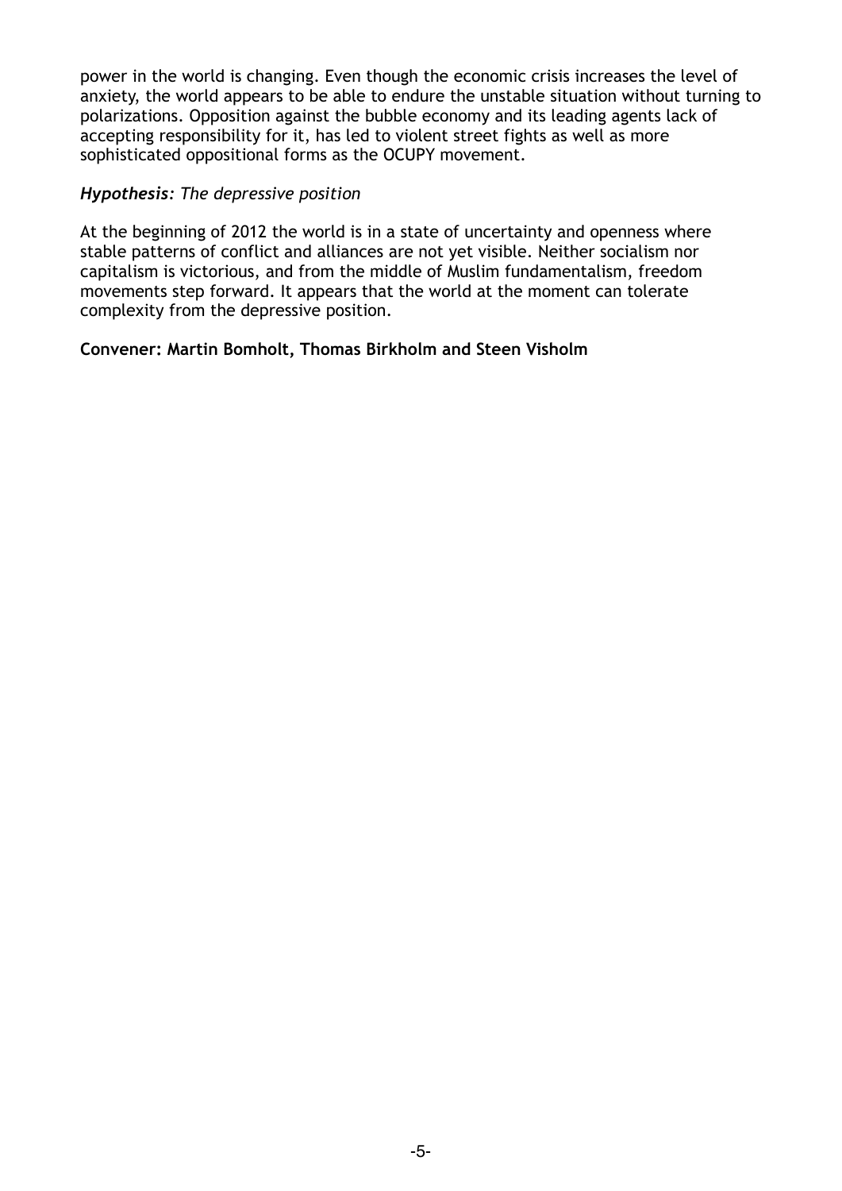power in the world is changing. Even though the economic crisis increases the level of anxiety, the world appears to be able to endure the unstable situation without turning to polarizations. Opposition against the bubble economy and its leading agents lack of accepting responsibility for it, has led to violent street fights as well as more sophisticated oppositional forms as the OCUPY movement.

***Hypothesis:*** *The depressive position*

At the beginning of 2012 the world is in a state of uncertainty and openness where stable patterns of conflict and alliances are not yet visible. Neither socialism nor capitalism is victorious, and from the middle of Muslim fundamentalism, freedom movements step forward. It appears that the world at the moment can tolerate complexity from the depressive position.

**Convener: Martin Bomholt, Thomas Birkholm and Steen Visholm**